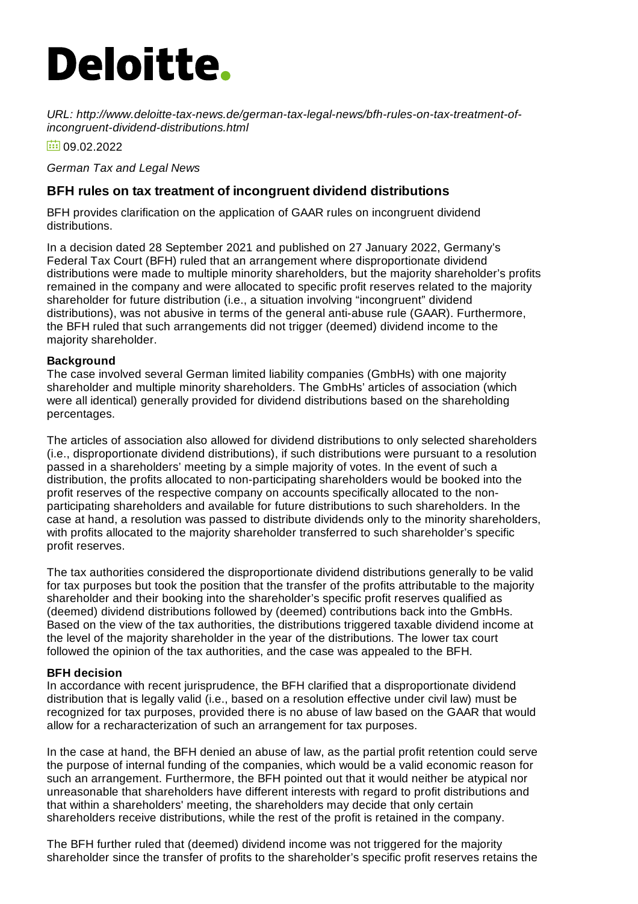# Deloitte.

*URL: http://www.deloitte-tax-news.de/german-tax-legal-news/bfh-rules-on-tax-treatment-of-incongruent-dividend-distributions.html*

09.02.2022

*German Tax and Legal News*

## BFH rules on tax treatment of incongruent dividend distributions

BFH provides clarification on the application of GAAR rules on incongruent dividend distributions.

In a decision dated 28 September 2021 and published on 27 January 2022, Germany's Federal Tax Court (BFH) ruled that an arrangement where disproportionate dividend distributions were made to multiple minority shareholders, but the majority shareholder's profits remained in the company and were allocated to specific profit reserves related to the majority shareholder for future distribution (i.e., a situation involving "incongruent" dividend distributions), was not abusive in terms of the general anti-abuse rule (GAAR). Furthermore, the BFH ruled that such arrangements did not trigger (deemed) dividend income to the majority shareholder.

**Background**

The case involved several German limited liability companies (GmbHs) with one majority shareholder and multiple minority shareholders. The GmbHs' articles of association (which were all identical) generally provided for dividend distributions based on the shareholding percentages.

The articles of association also allowed for dividend distributions to only selected shareholders (i.e., disproportionate dividend distributions), if such distributions were pursuant to a resolution passed in a shareholders' meeting by a simple majority of votes. In the event of such a distribution, the profits allocated to non-participating shareholders would be booked into the profit reserves of the respective company on accounts specifically allocated to the non-participating shareholders and available for future distributions to such shareholders. In the case at hand, a resolution was passed to distribute dividends only to the minority shareholders, with profits allocated to the majority shareholder transferred to such shareholder's specific profit reserves.

The tax authorities considered the disproportionate dividend distributions generally to be valid for tax purposes but took the position that the transfer of the profits attributable to the majority shareholder and their booking into the shareholder's specific profit reserves qualified as (deemed) dividend distributions followed by (deemed) contributions back into the GmbHs. Based on the view of the tax authorities, the distributions triggered taxable dividend income at the level of the majority shareholder in the year of the distributions. The lower tax court followed the opinion of the tax authorities, and the case was appealed to the BFH.

**BFH decision**

In accordance with recent jurisprudence, the BFH clarified that a disproportionate dividend distribution that is legally valid (i.e., based on a resolution effective under civil law) must be recognized for tax purposes, provided there is no abuse of law based on the GAAR that would allow for a recharacterization of such an arrangement for tax purposes.

In the case at hand, the BFH denied an abuse of law, as the partial profit retention could serve the purpose of internal funding of the companies, which would be a valid economic reason for such an arrangement. Furthermore, the BFH pointed out that it would neither be atypical nor unreasonable that shareholders have different interests with regard to profit distributions and that within a shareholders' meeting, the shareholders may decide that only certain shareholders receive distributions, while the rest of the profit is retained in the company.

The BFH further ruled that (deemed) dividend income was not triggered for the majority shareholder since the transfer of profits to the shareholder's specific profit reserves retains the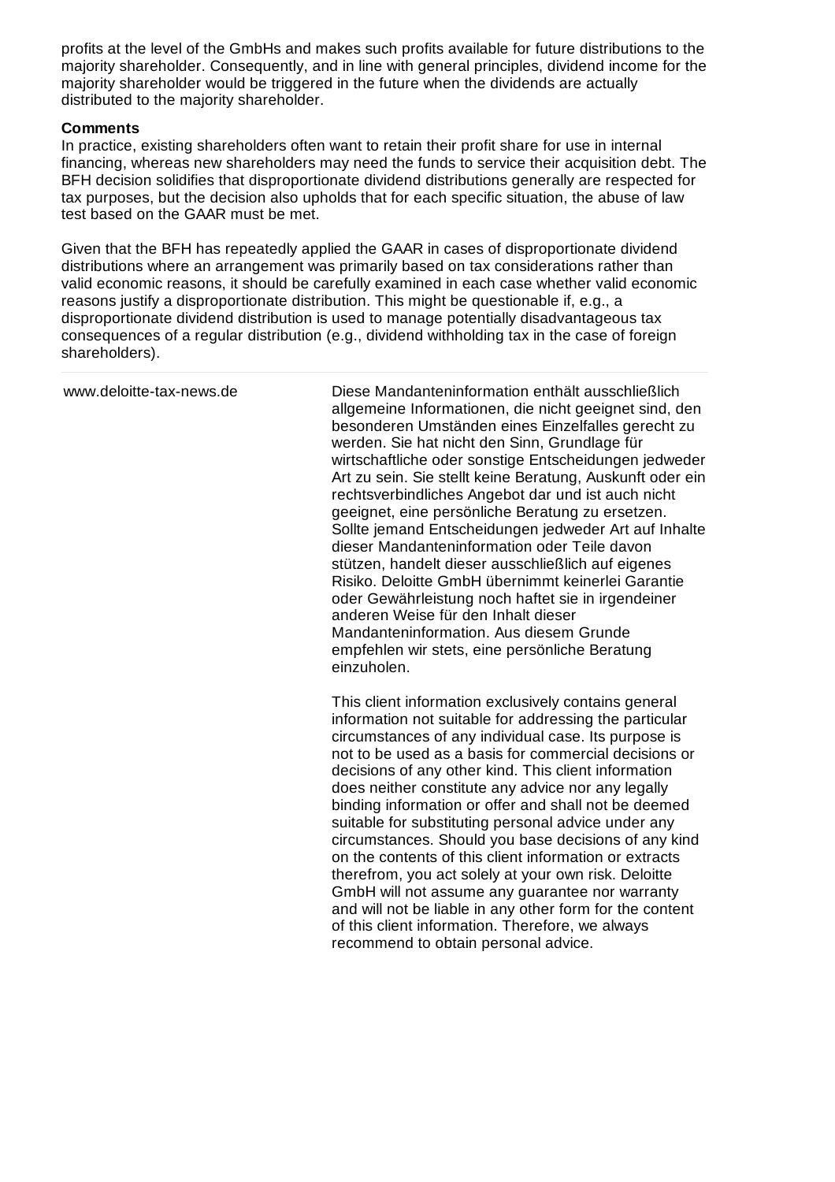profits at the level of the GmbHs and makes such profits available for future distributions to the majority shareholder. Consequently, and in line with general principles, dividend income for the majority shareholder would be triggered in the future when the dividends are actually distributed to the majority shareholder.

**Comments**

In practice, existing shareholders often want to retain their profit share for use in internal financing, whereas new shareholders may need the funds to service their acquisition debt. The BFH decision solidifies that disproportionate dividend distributions generally are respected for tax purposes, but the decision also upholds that for each specific situation, the abuse of law test based on the GAAR must be met.

Given that the BFH has repeatedly applied the GAAR in cases of disproportionate dividend distributions where an arrangement was primarily based on tax considerations rather than valid economic reasons, it should be carefully examined in each case whether valid economic reasons justify a disproportionate distribution. This might be questionable if, e.g., a disproportionate dividend distribution is used to manage potentially disadvantageous tax consequences of a regular distribution (e.g., dividend withholding tax in the case of foreign shareholders).

---

www.deloitte-tax-news.de

Diese Mandanteninformation enthält ausschließlich allgemeine Informationen, die nicht geeignet sind, den besonderen Umständen eines Einzelfalles gerecht zu werden. Sie hat nicht den Sinn, Grundlage für wirtschaftliche oder sonstige Entscheidungen jedweder Art zu sein. Sie stellt keine Beratung, Auskunft oder ein rechtsverbindliches Angebot dar und ist auch nicht geeignet, eine persönliche Beratung zu ersetzen. Sollte jemand Entscheidungen jedweder Art auf Inhalte dieser Mandanteninformation oder Teile davon stützen, handelt dieser ausschließlich auf eigenes Risiko. Deloitte GmbH übernimmt keinerlei Garantie oder Gewährleistung noch haftet sie in irgendeiner anderen Weise für den Inhalt dieser Mandanteninformation. Aus diesem Grunde empfehlen wir stets, eine persönliche Beratung einzuholen.

This client information exclusively contains general information not suitable for addressing the particular circumstances of any individual case. Its purpose is not to be used as a basis for commercial decisions or decisions of any other kind. This client information does neither constitute any advice nor any legally binding information or offer and shall not be deemed suitable for substituting personal advice under any circumstances. Should you base decisions of any kind on the contents of this client information or extracts therefrom, you act solely at your own risk. Deloitte GmbH will not assume any guarantee nor warranty and will not be liable in any other form for the content of this client information. Therefore, we always recommend to obtain personal advice.